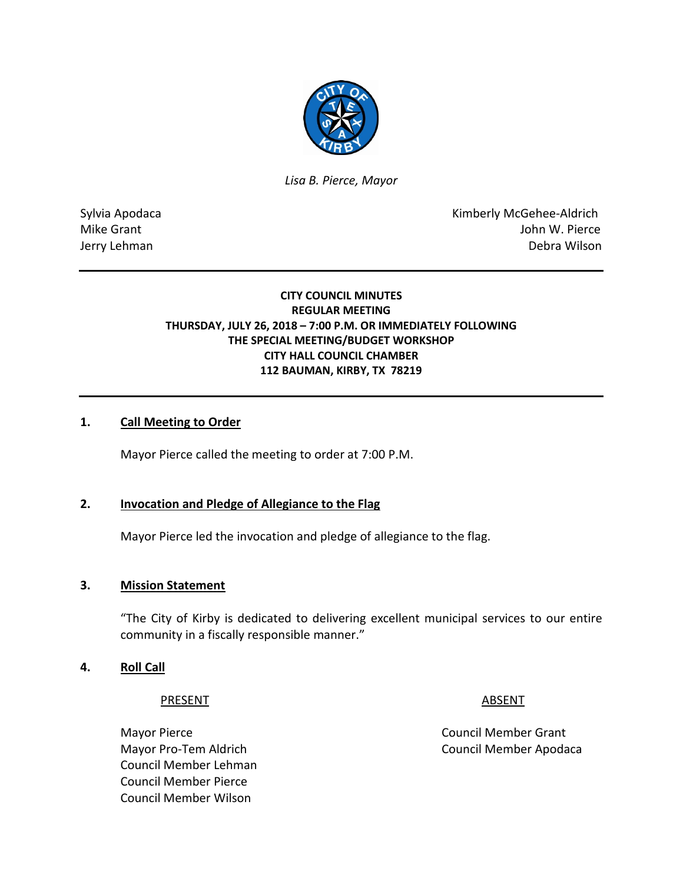*Lisa B. Pierce, Mayor*

Sylvia Apodaca
Mike Grant
Jerry Lehman

Kimberly McGehee-Aldrich
John W. Pierce
Debra Wilson

**CITY COUNCIL MINUTES**
**REGULAR MEETING**
**THURSDAY, JULY 26, 2018 – 7:00 P.M. OR IMMEDIATELY FOLLOWING THE SPECIAL MEETING/BUDGET WORKSHOP**
**CITY HALL COUNCIL CHAMBER**
**112 BAUMAN, KIRBY, TX 78219**

## 1. Call Meeting to Order

Mayor Pierce called the meeting to order at 7:00 P.M.

## 2. Invocation and Pledge of Allegiance to the Flag

Mayor Pierce led the invocation and pledge of allegiance to the flag.

## 3. Mission Statement

"The City of Kirby is dedicated to delivering excellent municipal services to our entire community in a fiscally responsible manner."

## 4. Roll Call

| PRESENT | ABSENT |
|---|---|
| Mayor Pierce | Council Member Grant |
| Mayor Pro-Tem Aldrich | Council Member Apodaca |
| Council Member Lehman | |
| Council Member Pierce | |
| Council Member Wilson | |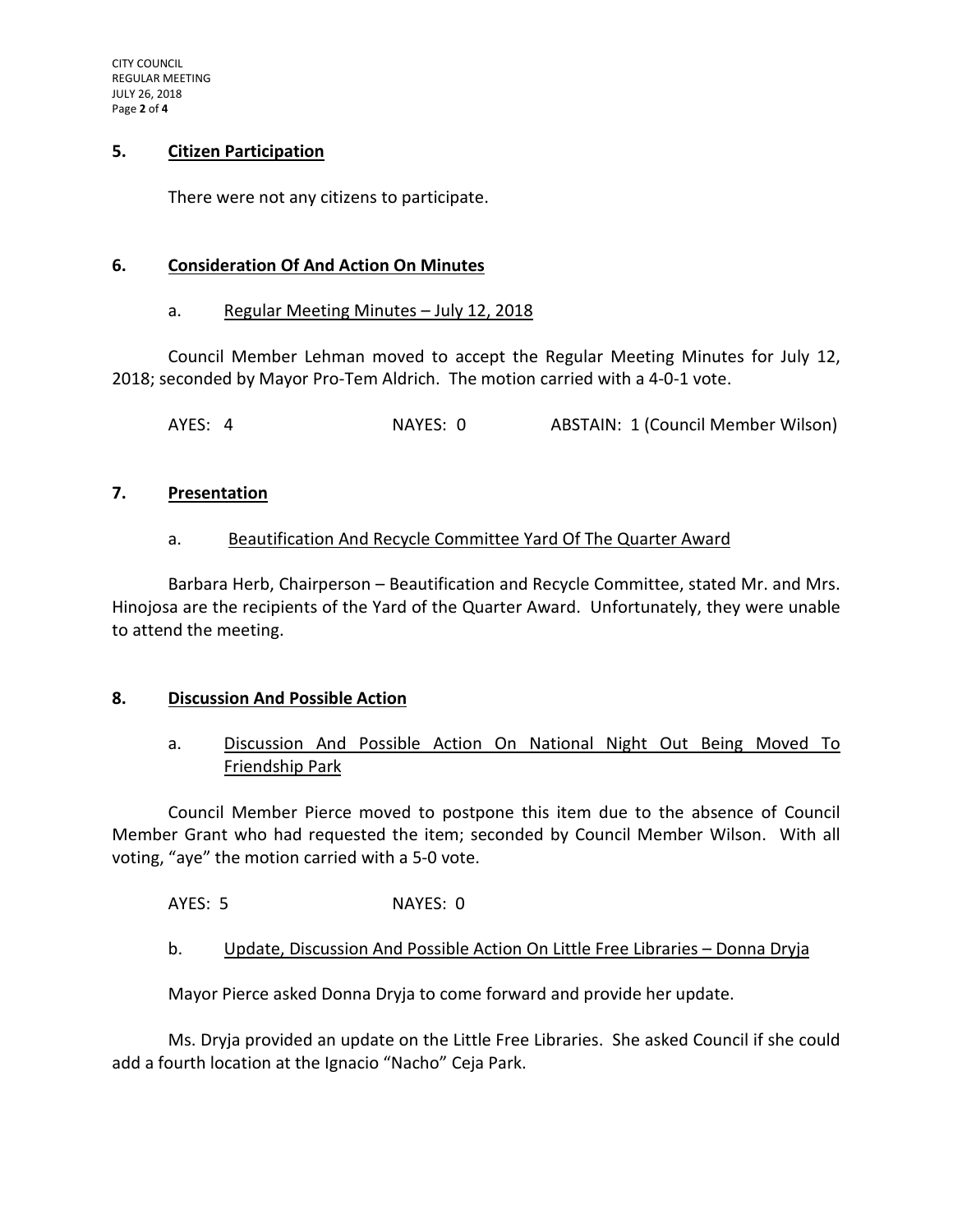## 5. Citizen Participation

There were not any citizens to participate.

## 6. Consideration Of And Action On Minutes

### a. Regular Meeting Minutes – July 12, 2018

Council Member Lehman moved to accept the Regular Meeting Minutes for July 12, 2018; seconded by Mayor Pro-Tem Aldrich. The motion carried with a 4-0-1 vote.

AYES: 4 NAYES: 0 ABSTAIN: 1 (Council Member Wilson)

## 7. Presentation

### a. Beautification And Recycle Committee Yard Of The Quarter Award

Barbara Herb, Chairperson – Beautification and Recycle Committee, stated Mr. and Mrs. Hinojosa are the recipients of the Yard of the Quarter Award. Unfortunately, they were unable to attend the meeting.

## 8. Discussion And Possible Action

### a. Discussion And Possible Action On National Night Out Being Moved To Friendship Park

Council Member Pierce moved to postpone this item due to the absence of Council Member Grant who had requested the item; seconded by Council Member Wilson. With all voting, "aye" the motion carried with a 5-0 vote.

AYES: 5 NAYES: 0

### b. Update, Discussion And Possible Action On Little Free Libraries – Donna Dryja

Mayor Pierce asked Donna Dryja to come forward and provide her update.

Ms. Dryja provided an update on the Little Free Libraries. She asked Council if she could add a fourth location at the Ignacio "Nacho" Ceja Park.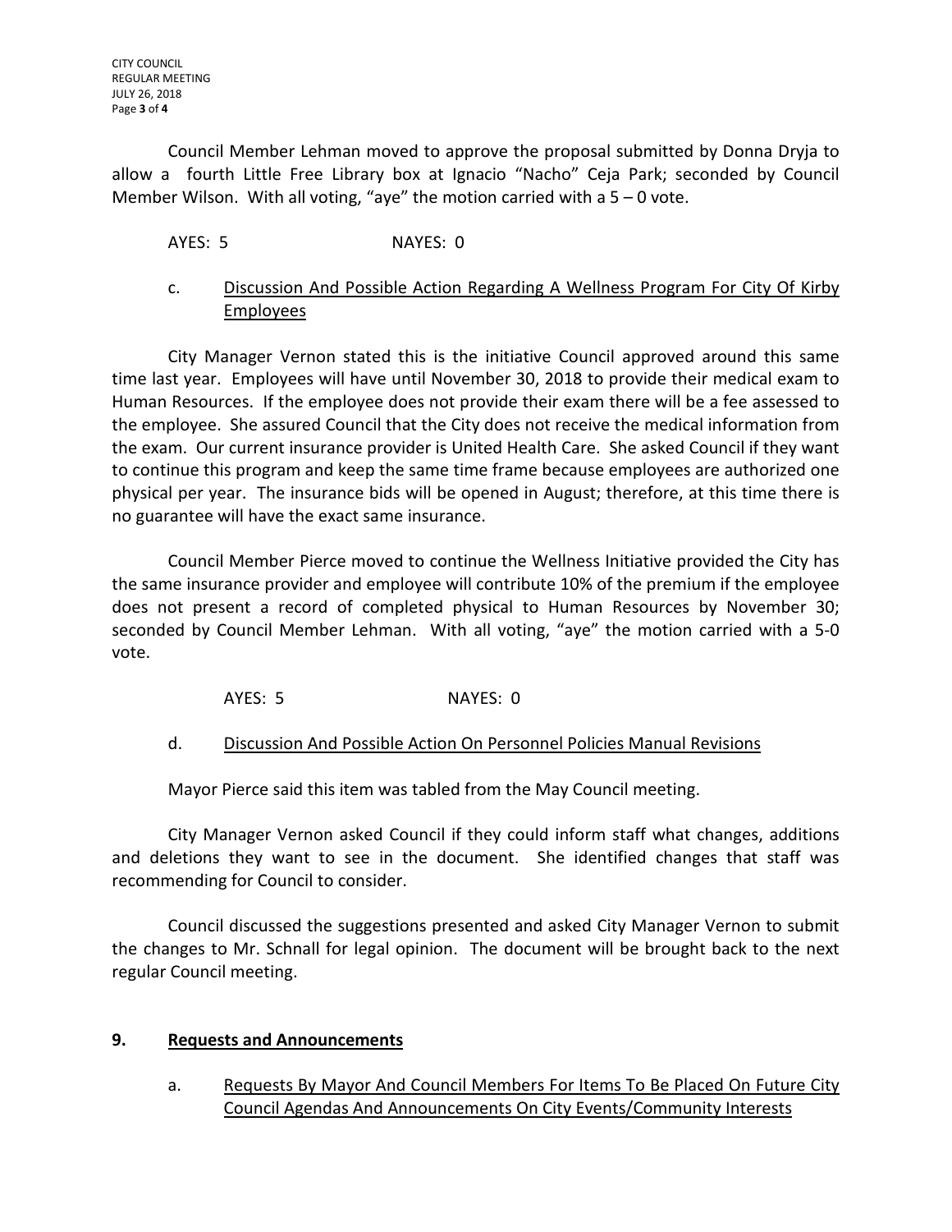Council Member Lehman moved to approve the proposal submitted by Donna Dryja to allow a fourth Little Free Library box at Ignacio "Nacho" Ceja Park; seconded by Council Member Wilson. With all voting, "aye" the motion carried with a 5 – 0 vote.

AYES: 5 NAYES: 0

c. Discussion And Possible Action Regarding A Wellness Program For City Of Kirby Employees

City Manager Vernon stated this is the initiative Council approved around this same time last year. Employees will have until November 30, 2018 to provide their medical exam to Human Resources. If the employee does not provide their exam there will be a fee assessed to the employee. She assured Council that the City does not receive the medical information from the exam. Our current insurance provider is United Health Care. She asked Council if they want to continue this program and keep the same time frame because employees are authorized one physical per year. The insurance bids will be opened in August; therefore, at this time there is no guarantee will have the exact same insurance.

Council Member Pierce moved to continue the Wellness Initiative provided the City has the same insurance provider and employee will contribute 10% of the premium if the employee does not present a record of completed physical to Human Resources by November 30; seconded by Council Member Lehman. With all voting, "aye" the motion carried with a 5-0 vote.

AYES: 5 NAYES: 0

d. Discussion And Possible Action On Personnel Policies Manual Revisions

Mayor Pierce said this item was tabled from the May Council meeting.

City Manager Vernon asked Council if they could inform staff what changes, additions and deletions they want to see in the document. She identified changes that staff was recommending for Council to consider.

Council discussed the suggestions presented and asked City Manager Vernon to submit the changes to Mr. Schnall for legal opinion. The document will be brought back to the next regular Council meeting.

## 9. Requests and Announcements

a. Requests By Mayor And Council Members For Items To Be Placed On Future City Council Agendas And Announcements On City Events/Community Interests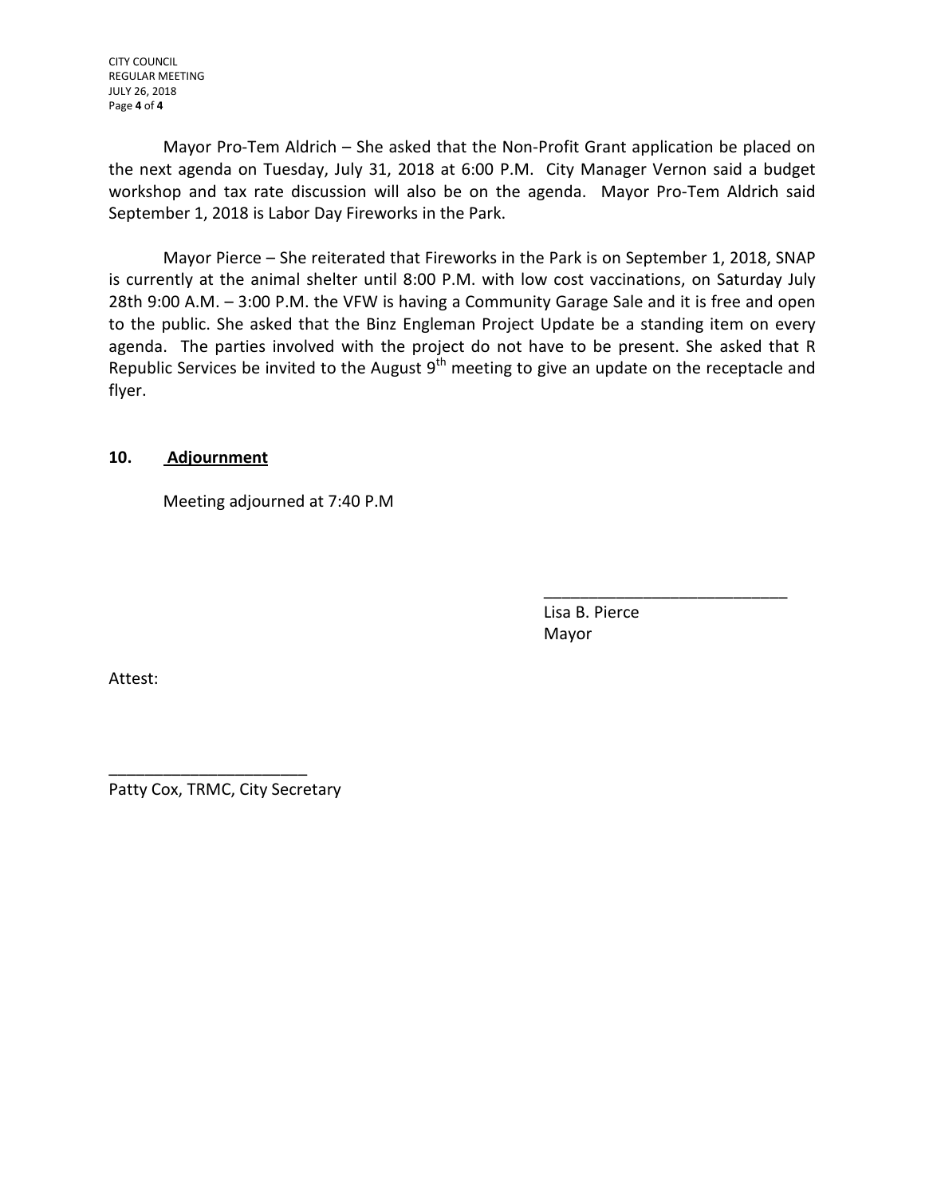Mayor Pro-Tem Aldrich – She asked that the Non-Profit Grant application be placed on the next agenda on Tuesday, July 31, 2018 at 6:00 P.M. City Manager Vernon said a budget workshop and tax rate discussion will also be on the agenda. Mayor Pro-Tem Aldrich said September 1, 2018 is Labor Day Fireworks in the Park.

Mayor Pierce – She reiterated that Fireworks in the Park is on September 1, 2018, SNAP is currently at the animal shelter until 8:00 P.M. with low cost vaccinations, on Saturday July 28th 9:00 A.M. – 3:00 P.M. the VFW is having a Community Garage Sale and it is free and open to the public. She asked that the Binz Engleman Project Update be a standing item on every agenda. The parties involved with the project do not have to be present. She asked that R Republic Services be invited to the August 9th meeting to give an update on the receptacle and flyer.

## 10. **Adjournment**

Meeting adjourned at 7:40 P.M

\_\_\_\_\_\_\_\_\_\_\_\_\_\_\_\_\_\_\_\_\_\_\_\_\_\_\_\_
Lisa B. Pierce
Mayor

Attest:

\_\_\_\_\_\_\_\_\_\_\_\_\_\_\_\_\_\_\_\_\_\_\_
Patty Cox, TRMC, City Secretary